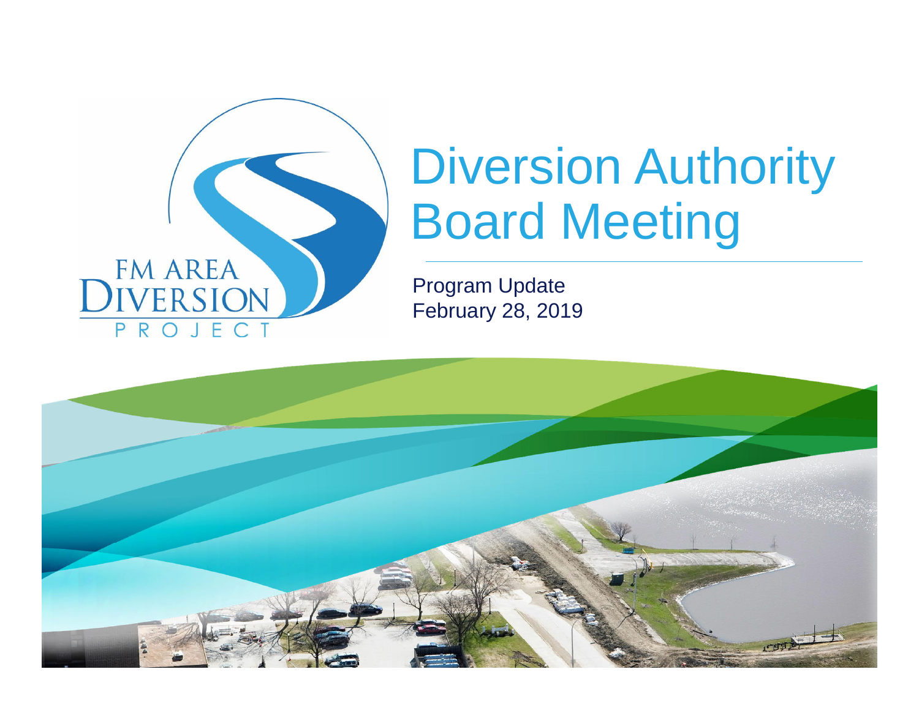FM AREA DIVERSION PROJECT

# Diversion Authority Board Meeting

Program Update
February 28, 2019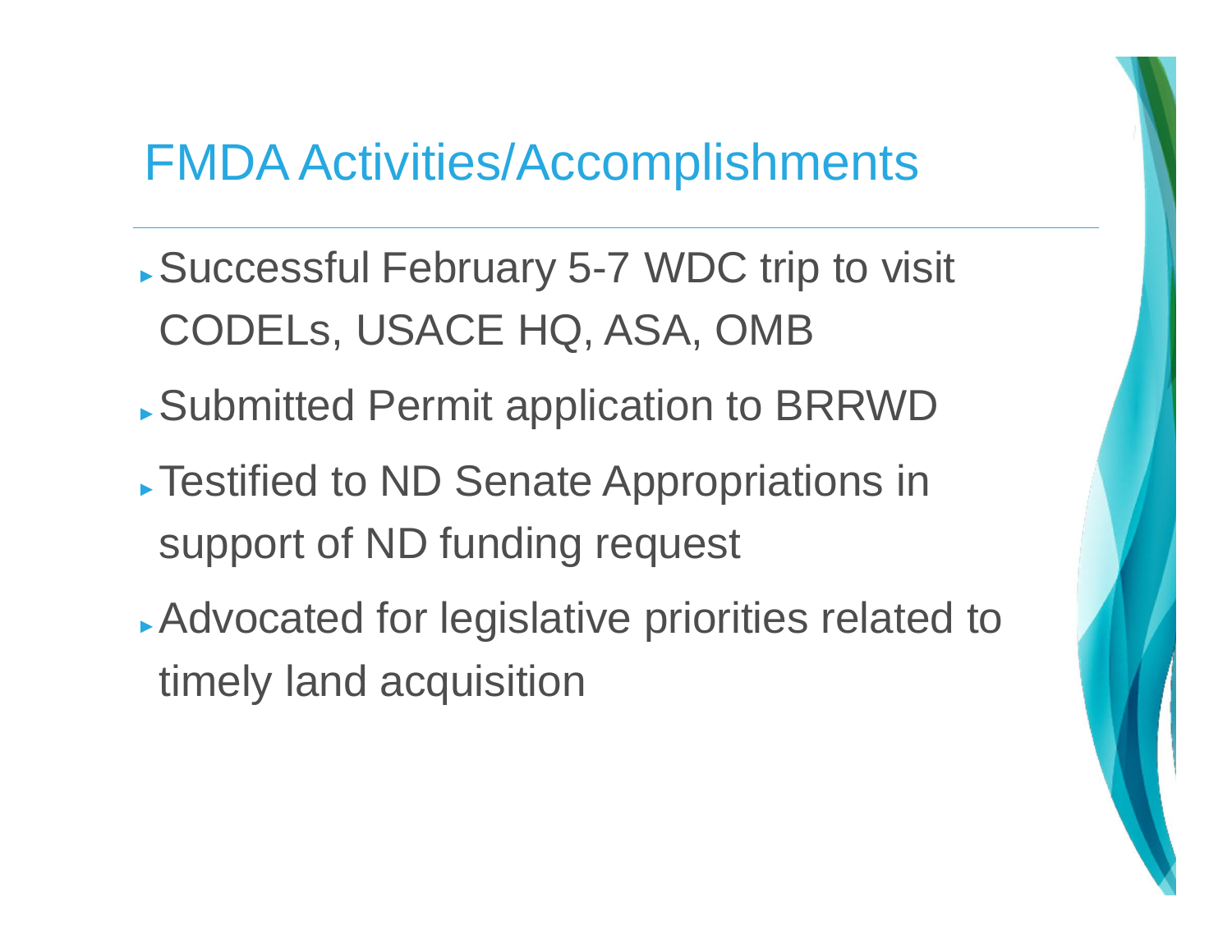# FMDA Activities/Accomplishments

- Successful February 5-7 WDC trip to visit CODELs, USACE HQ, ASA, OMB
- Submitted Permit application to BRRWD
- Testified to ND Senate Appropriations in support of ND funding request
- Advocated for legislative priorities related to timely land acquisition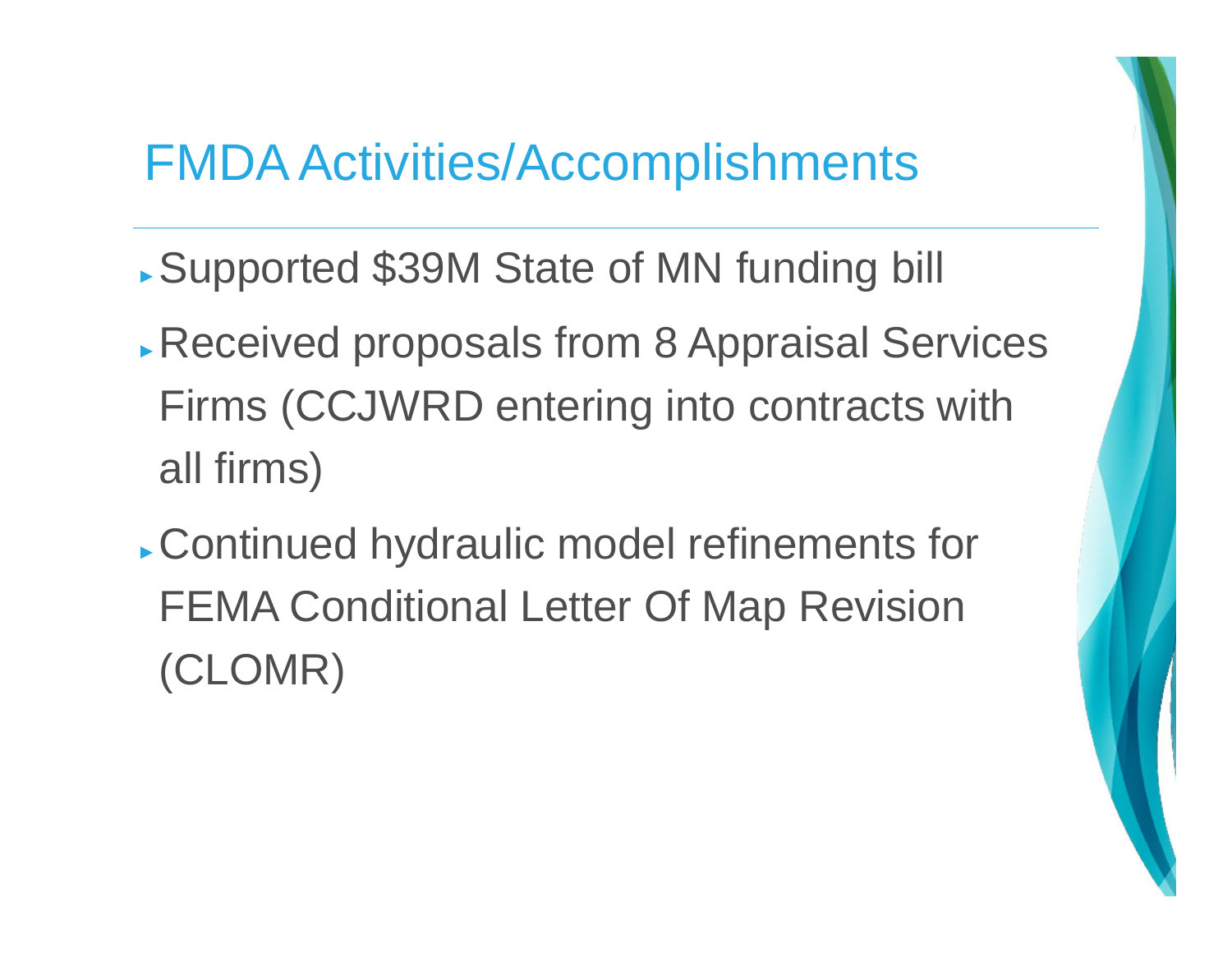# FMDA Activities/Accomplishments

- Supported $39M State of MN funding bill
- Received proposals from 8 Appraisal Services Firms (CCJWRD entering into contracts with all firms)
- Continued hydraulic model refinements for FEMA Conditional Letter Of Map Revision (CLOMR)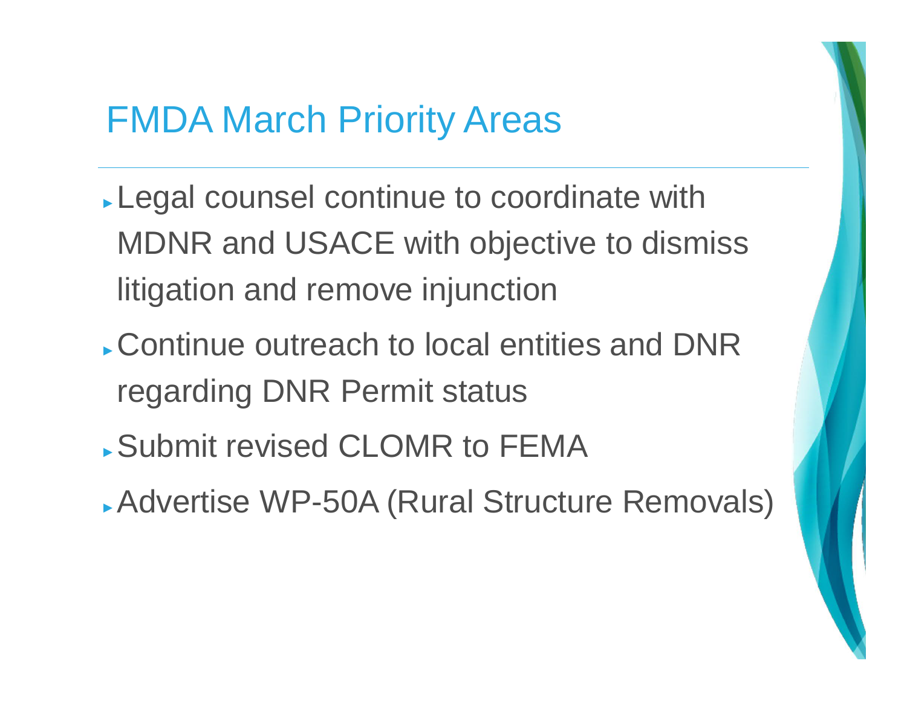# FMDA March Priority Areas

- Legal counsel continue to coordinate with MDNR and USACE with objective to dismiss litigation and remove injunction
- Continue outreach to local entities and DNR regarding DNR Permit status
- Submit revised CLOMR to FEMA
- Advertise WP-50A (Rural Structure Removals)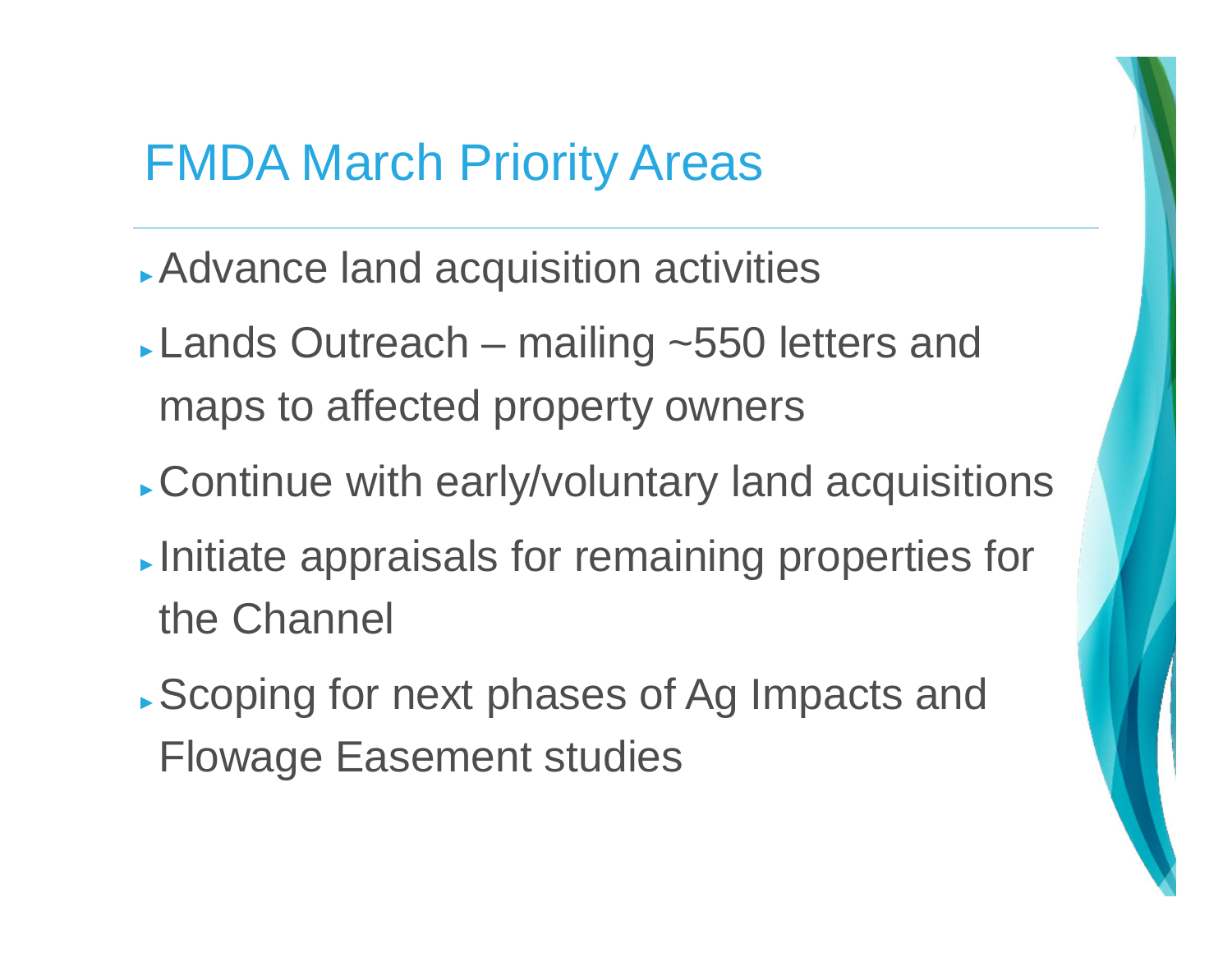# FMDA March Priority Areas

- Advance land acquisition activities
- Lands Outreach – mailing ~550 letters and maps to affected property owners
- Continue with early/voluntary land acquisitions
- Initiate appraisals for remaining properties for the Channel
- Scoping for next phases of Ag Impacts and Flowage Easement studies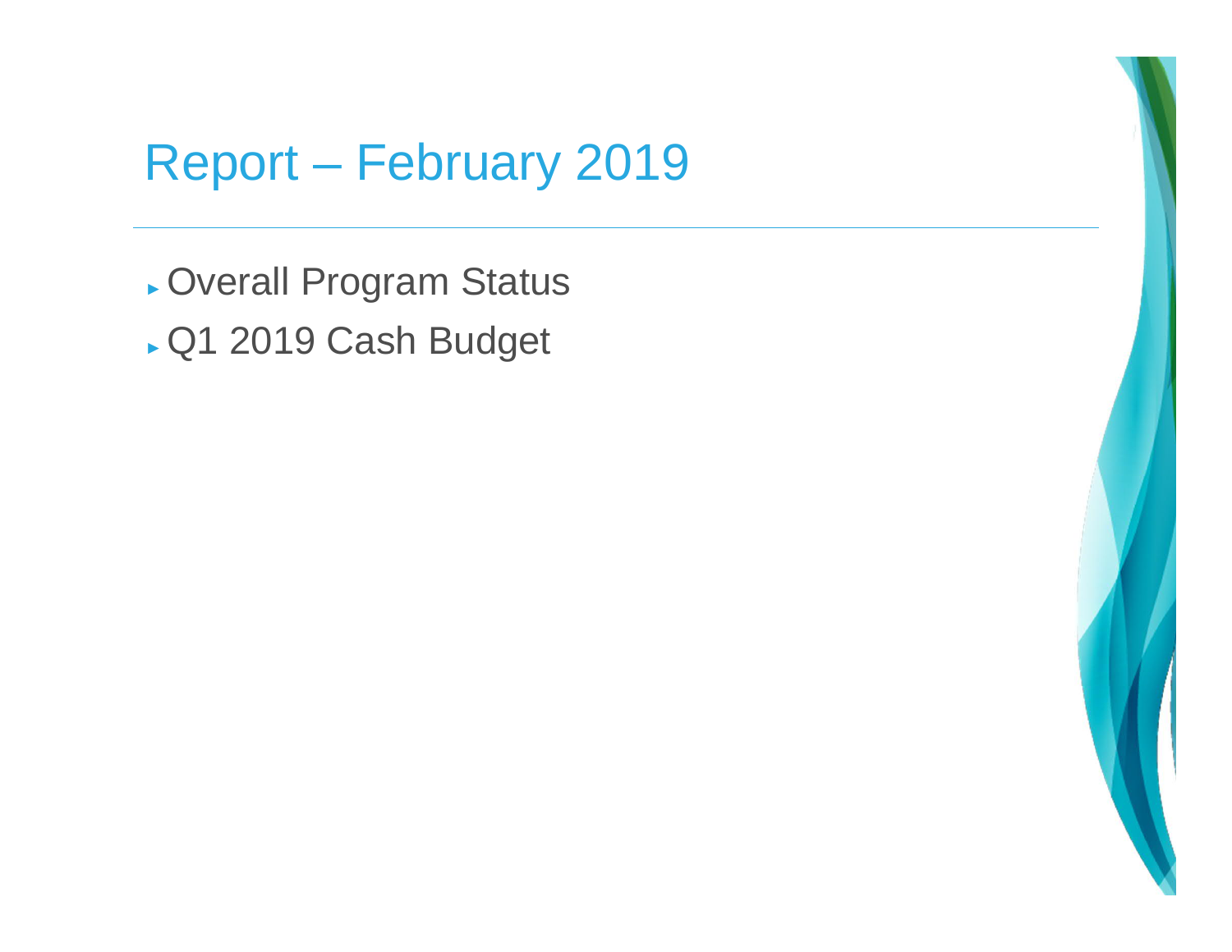# Report – February 2019

- Overall Program Status
- Q1 2019 Cash Budget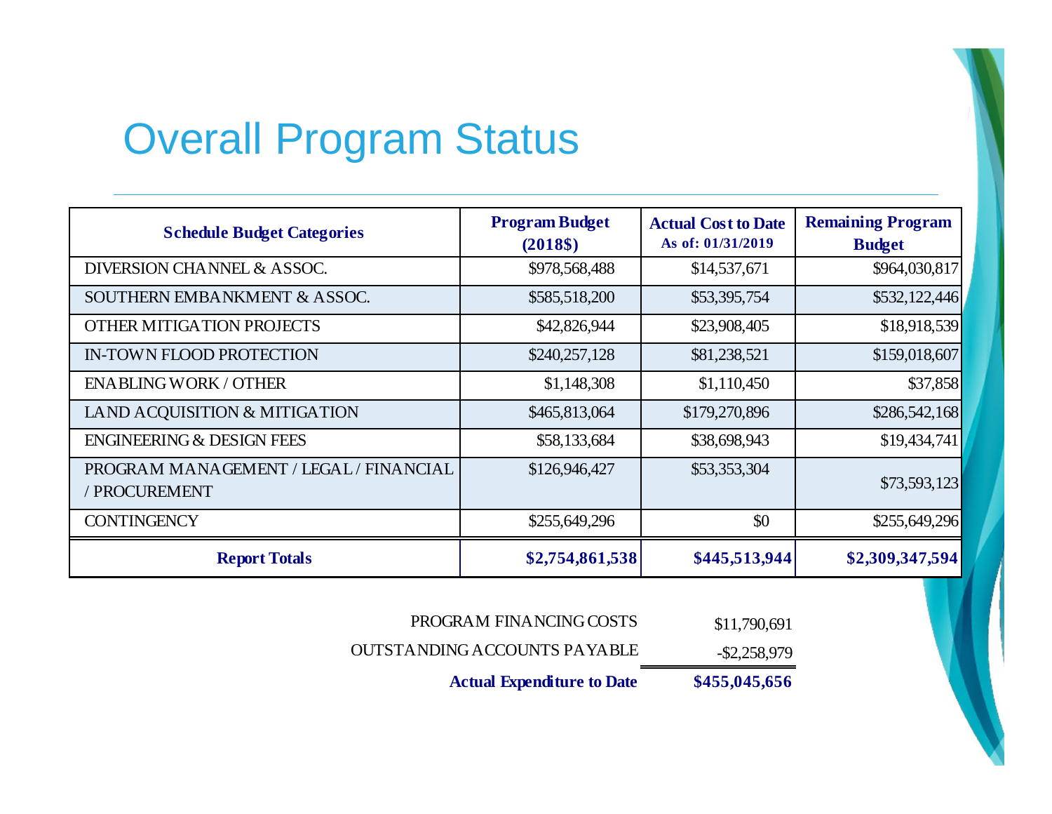# Overall Program Status

| Schedule Budget Categories | Program Budget (2018$) | Actual Cost to Date As of: 01/31/2019 | Remaining Program Budget |
|---|---|---|---|
| DIVERSION CHANNEL & ASSOC. | $978,568,488 | $14,537,671 | $964,030,817 |
| SOUTHERN EMBANKMENT & ASSOC. | $585,518,200 | $53,395,754 | $532,122,446 |
| OTHER MITIGATION PROJECTS | $42,826,944 | $23,908,405 | $18,918,539 |
| IN-TOWN FLOOD PROTECTION | $240,257,128 | $81,238,521 | $159,018,607 |
| ENABLING WORK / OTHER | $1,148,308 | $1,110,450 | $37,858 |
| LAND ACQUISITION & MITIGATION | $465,813,064 | $179,270,896 | $286,542,168 |
| ENGINEERING & DESIGN FEES | $58,133,684 | $38,698,943 | $19,434,741 |
| PROGRAM MANAGEMENT / LEGAL / FINANCIAL / PROCUREMENT | $126,946,427 | $53,353,304 | $73,593,123 |
| CONTINGENCY | $255,649,296 | $0 | $255,649,296 |
| **Report Totals** | **$2,754,861,538** | **$445,513,944** | **$2,309,347,594** |

| | |
|---|---|
| PROGRAM FINANCING COSTS | $11,790,691 |
| OUTSTANDING ACCOUNTS PAYABLE | -$2,258,979 |
| **Actual Expenditure to Date** | **$455,045,656** |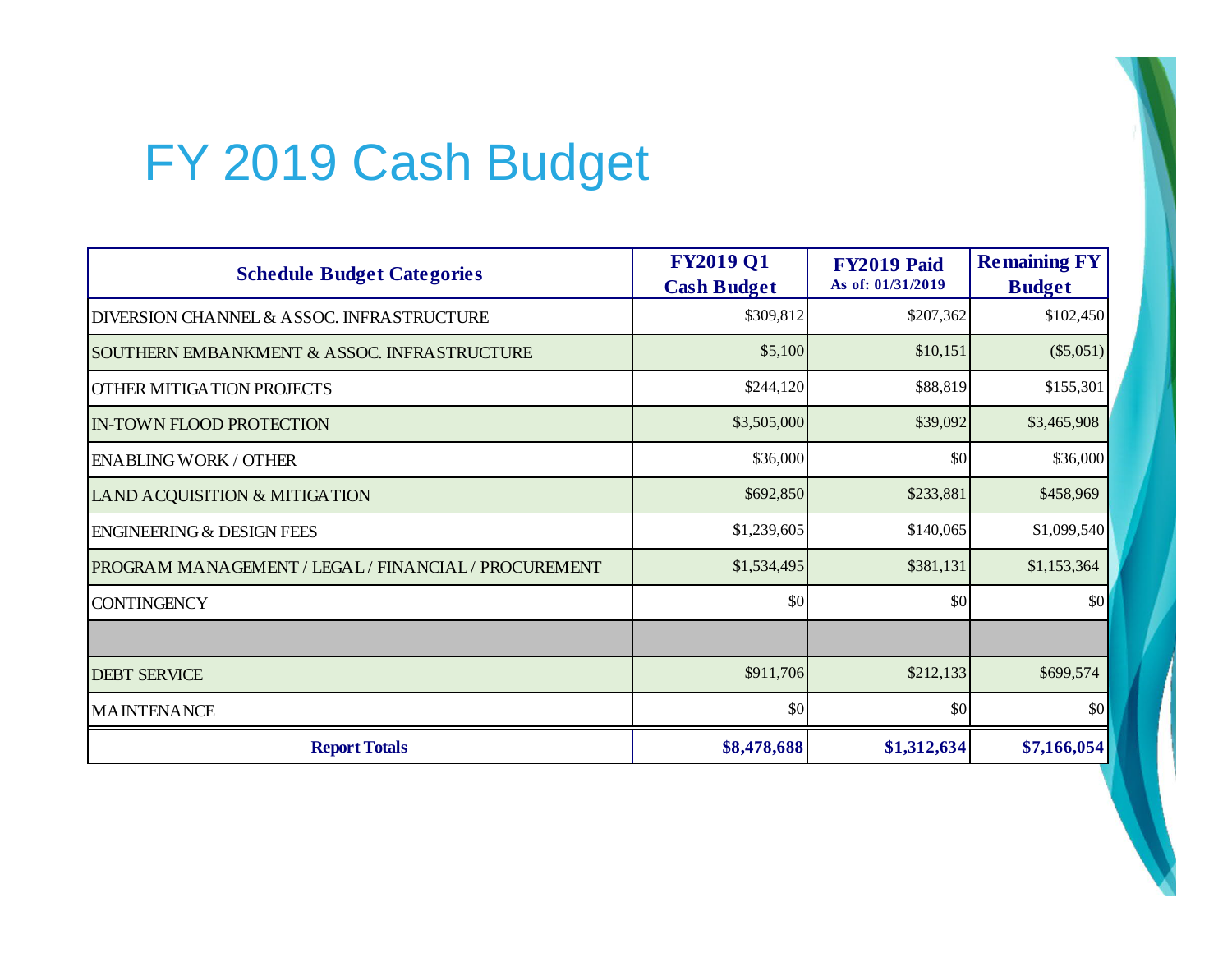# FY 2019 Cash Budget

| Schedule Budget Categories | FY2019 Q1 Cash Budget | FY2019 Paid As of: 01/31/2019 | Remaining FY Budget |
|---|---|---|---|
| DIVERSION CHANNEL & ASSOC. INFRASTRUCTURE | $309,812 | $207,362 | $102,450 |
| SOUTHERN EMBANKMENT & ASSOC. INFRASTRUCTURE | $5,100 | $10,151 | ($5,051) |
| OTHER MITIGATION PROJECTS | $244,120 | $88,819 | $155,301 |
| IN-TOWN FLOOD PROTECTION | $3,505,000 | $39,092 | $3,465,908 |
| ENABLING WORK / OTHER | $36,000 | $0 | $36,000 |
| LAND ACQUISITION & MITIGATION | $692,850 | $233,881 | $458,969 |
| ENGINEERING & DESIGN FEES | $1,239,605 | $140,065 | $1,099,540 |
| PROGRAM MANAGEMENT / LEGAL / FINANCIAL / PROCUREMENT | $1,534,495 | $381,131 | $1,153,364 |
| CONTINGENCY | $0 | $0 | $0 |
| | | | |
| DEBT SERVICE | $911,706 | $212,133 | $699,574 |
| MAINTENANCE | $0 | $0 | $0 |
| **Report Totals** | **$8,478,688** | **$1,312,634** | **$7,166,054** |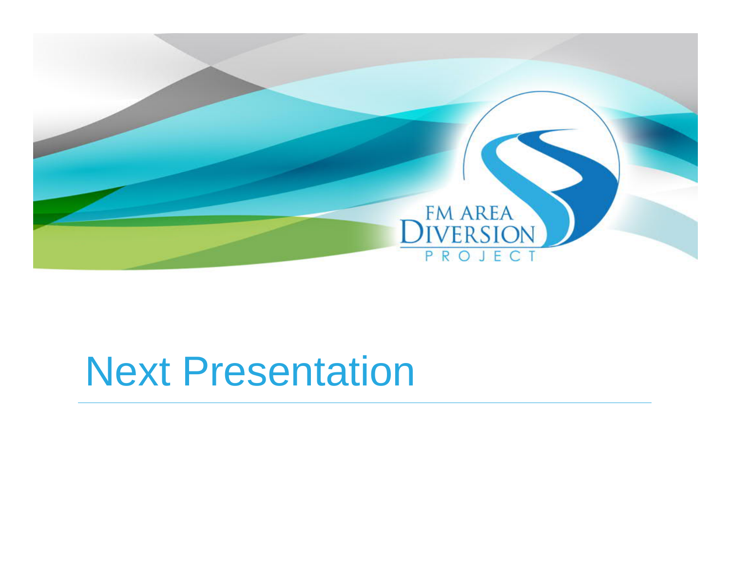FM AREA DIVERSION PROJECT

# Next Presentation